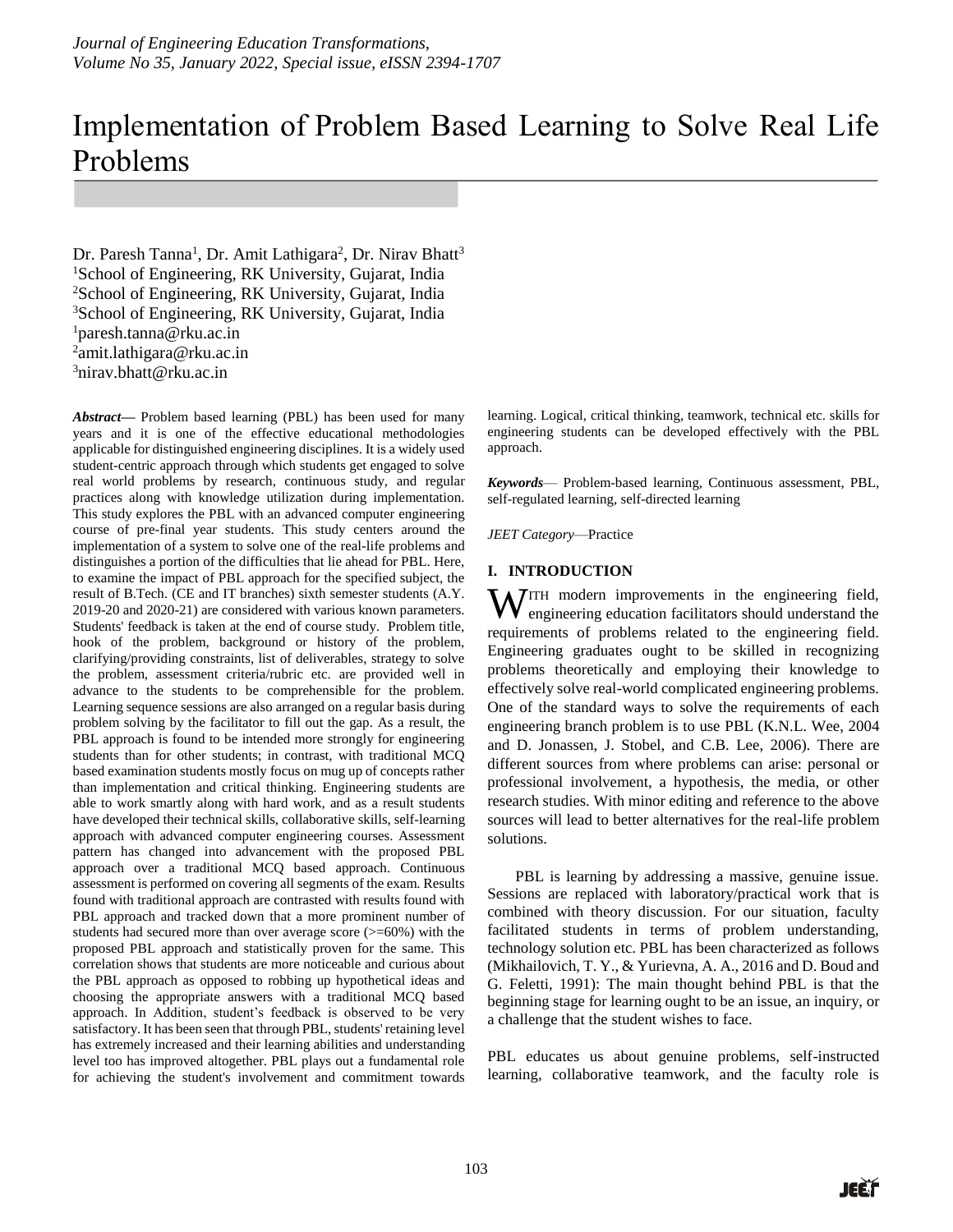# Implementation of Problem Based Learning to Solve Real Life Problems

Dr. Paresh Tanna[1], Dr. Amit Lathigara[2], Dr. Nirav Bhatt[3]
[1]School of Engineering, RK University, Gujarat, India
[2]School of Engineering, RK University, Gujarat, India
[3]School of Engineering, RK University, Gujarat, India
[1]paresh.tanna@rku.ac.in
[2]amit.lathigara@rku.ac.in
[3]nirav.bhatt@rku.ac.in

***Abstract*—** Problem based learning (PBL) has been used for many years and it is one of the effective educational methodologies applicable for distinguished engineering disciplines. It is a widely used student-centric approach through which students get engaged to solve real world problems by research, continuous study, and regular practices along with knowledge utilization during implementation. This study explores the PBL with an advanced computer engineering course of pre-final year students. This study centers around the implementation of a system to solve one of the real-life problems and distinguishes a portion of the difficulties that lie ahead for PBL. Here, to examine the impact of PBL approach for the specified subject, the result of B.Tech. (CE and IT branches) sixth semester students (A.Y. 2019-20 and 2020-21) are considered with various known parameters. Students' feedback is taken at the end of course study. Problem title, hook of the problem, background or history of the problem, clarifying/providing constraints, list of deliverables, strategy to solve the problem, assessment criteria/rubric etc. are provided well in advance to the students to be comprehensible for the problem. Learning sequence sessions are also arranged on a regular basis during problem solving by the facilitator to fill out the gap. As a result, the PBL approach is found to be intended more strongly for engineering students than for other students; in contrast, with traditional MCQ based examination students mostly focus on mug up of concepts rather than implementation and critical thinking. Engineering students are able to work smartly along with hard work, and as a result students have developed their technical skills, collaborative skills, self-learning approach with advanced computer engineering courses. Assessment pattern has changed into advancement with the proposed PBL approach over a traditional MCQ based approach. Continuous assessment is performed on covering all segments of the exam. Results found with traditional approach are contrasted with results found with PBL approach and tracked down that a more prominent number of students had secured more than over average score (>=60%) with the proposed PBL approach and statistically proven for the same. This correlation shows that students are more noticeable and curious about the PBL approach as opposed to robbing up hypothetical ideas and choosing the appropriate answers with a traditional MCQ based approach. In Addition, student's feedback is observed to be very satisfactory. It has been seen that through PBL, students' retaining level has extremely increased and their learning abilities and understanding level too has improved altogether. PBL plays out a fundamental role for achieving the student's involvement and commitment towards learning. Logical, critical thinking, teamwork, technical etc. skills for engineering students can be developed effectively with the PBL approach.

***Keywords*—** Problem-based learning, Continuous assessment, PBL, self-regulated learning, self-directed learning

*JEET Category*—Practice

## I. INTRODUCTION

WITH modern improvements in the engineering field, engineering education facilitators should understand the requirements of problems related to the engineering field. Engineering graduates ought to be skilled in recognizing problems theoretically and employing their knowledge to effectively solve real-world complicated engineering problems. One of the standard ways to solve the requirements of each engineering branch problem is to use PBL (K.N.L. Wee, 2004 and D. Jonassen, J. Stobel, and C.B. Lee, 2006). There are different sources from where problems can arise: personal or professional involvement, a hypothesis, the media, or other research studies. With minor editing and reference to the above sources will lead to better alternatives for the real-life problem solutions.

PBL is learning by addressing a massive, genuine issue. Sessions are replaced with laboratory/practical work that is combined with theory discussion. For our situation, faculty facilitated students in terms of problem understanding, technology solution etc. PBL has been characterized as follows (Mikhailovich, T. Y., & Yurievna, A. A., 2016 and D. Boud and G. Feletti, 1991): The main thought behind PBL is that the beginning stage for learning ought to be an issue, an inquiry, or a challenge that the student wishes to face.

PBL educates us about genuine problems, self-instructed learning, collaborative teamwork, and the faculty role is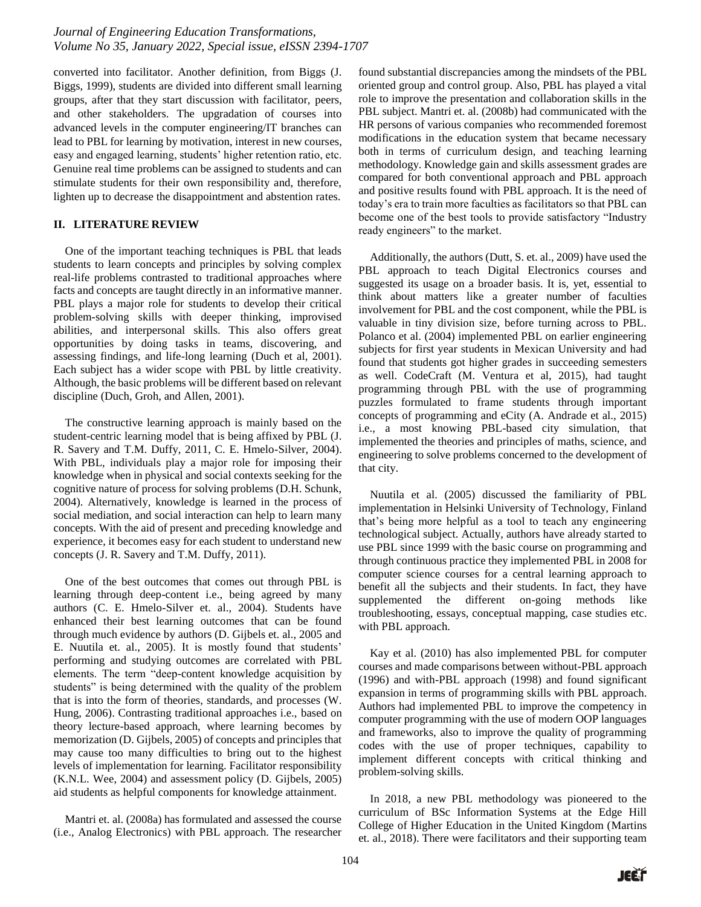converted into facilitator. Another definition, from Biggs (J. Biggs, 1999), students are divided into different small learning groups, after that they start discussion with facilitator, peers, and other stakeholders. The upgradation of courses into advanced levels in the computer engineering/IT branches can lead to PBL for learning by motivation, interest in new courses, easy and engaged learning, students' higher retention ratio, etc. Genuine real time problems can be assigned to students and can stimulate students for their own responsibility and, therefore, lighten up to decrease the disappointment and abstention rates.

## II. LITERATURE REVIEW

One of the important teaching techniques is PBL that leads students to learn concepts and principles by solving complex real-life problems contrasted to traditional approaches where facts and concepts are taught directly in an informative manner. PBL plays a major role for students to develop their critical problem-solving skills with deeper thinking, improvised abilities, and interpersonal skills. This also offers great opportunities by doing tasks in teams, discovering, and assessing findings, and life-long learning (Duch et al, 2001). Each subject has a wider scope with PBL by little creativity. Although, the basic problems will be different based on relevant discipline (Duch, Groh, and Allen, 2001).

The constructive learning approach is mainly based on the student-centric learning model that is being affixed by PBL (J. R. Savery and T.M. Duffy, 2011, C. E. Hmelo-Silver, 2004). With PBL, individuals play a major role for imposing their knowledge when in physical and social contexts seeking for the cognitive nature of process for solving problems (D.H. Schunk, 2004). Alternatively, knowledge is learned in the process of social mediation, and social interaction can help to learn many concepts. With the aid of present and preceding knowledge and experience, it becomes easy for each student to understand new concepts (J. R. Savery and T.M. Duffy, 2011).

One of the best outcomes that comes out through PBL is learning through deep-content i.e., being agreed by many authors (C. E. Hmelo-Silver et. al., 2004). Students have enhanced their best learning outcomes that can be found through much evidence by authors (D. Gijbels et. al., 2005 and E. Nuutila et. al., 2005). It is mostly found that students' performing and studying outcomes are correlated with PBL elements. The term "deep-content knowledge acquisition by students" is being determined with the quality of the problem that is into the form of theories, standards, and processes (W. Hung, 2006). Contrasting traditional approaches i.e., based on theory lecture-based approach, where learning becomes by memorization (D. Gijbels, 2005) of concepts and principles that may cause too many difficulties to bring out to the highest levels of implementation for learning. Facilitator responsibility (K.N.L. Wee, 2004) and assessment policy (D. Gijbels, 2005) aid students as helpful components for knowledge attainment.

Mantri et. al. (2008a) has formulated and assessed the course (i.e., Analog Electronics) with PBL approach. The researcher found substantial discrepancies among the mindsets of the PBL oriented group and control group. Also, PBL has played a vital role to improve the presentation and collaboration skills in the PBL subject. Mantri et. al. (2008b) had communicated with the HR persons of various companies who recommended foremost modifications in the education system that became necessary both in terms of curriculum design, and teaching learning methodology. Knowledge gain and skills assessment grades are compared for both conventional approach and PBL approach and positive results found with PBL approach. It is the need of today's era to train more faculties as facilitators so that PBL can become one of the best tools to provide satisfactory "Industry ready engineers" to the market.

Additionally, the authors (Dutt, S. et. al., 2009) have used the PBL approach to teach Digital Electronics courses and suggested its usage on a broader basis. It is, yet, essential to think about matters like a greater number of faculties involvement for PBL and the cost component, while the PBL is valuable in tiny division size, before turning across to PBL. Polanco et al. (2004) implemented PBL on earlier engineering subjects for first year students in Mexican University and had found that students got higher grades in succeeding semesters as well. CodeCraft (M. Ventura et al, 2015), had taught programming through PBL with the use of programming puzzles formulated to frame students through important concepts of programming and eCity (A. Andrade et al., 2015) i.e., a most knowing PBL-based city simulation, that implemented the theories and principles of maths, science, and engineering to solve problems concerned to the development of that city.

Nuutila et al. (2005) discussed the familiarity of PBL implementation in Helsinki University of Technology, Finland that's being more helpful as a tool to teach any engineering technological subject. Actually, authors have already started to use PBL since 1999 with the basic course on programming and through continuous practice they implemented PBL in 2008 for computer science courses for a central learning approach to benefit all the subjects and their students. In fact, they have supplemented the different on-going methods like troubleshooting, essays, conceptual mapping, case studies etc. with PBL approach.

Kay et al. (2010) has also implemented PBL for computer courses and made comparisons between without-PBL approach (1996) and with-PBL approach (1998) and found significant expansion in terms of programming skills with PBL approach. Authors had implemented PBL to improve the competency in computer programming with the use of modern OOP languages and frameworks, also to improve the quality of programming codes with the use of proper techniques, capability to implement different concepts with critical thinking and problem-solving skills.

In 2018, a new PBL methodology was pioneered to the curriculum of BSc Information Systems at the Edge Hill College of Higher Education in the United Kingdom (Martins et. al., 2018). There were facilitators and their supporting team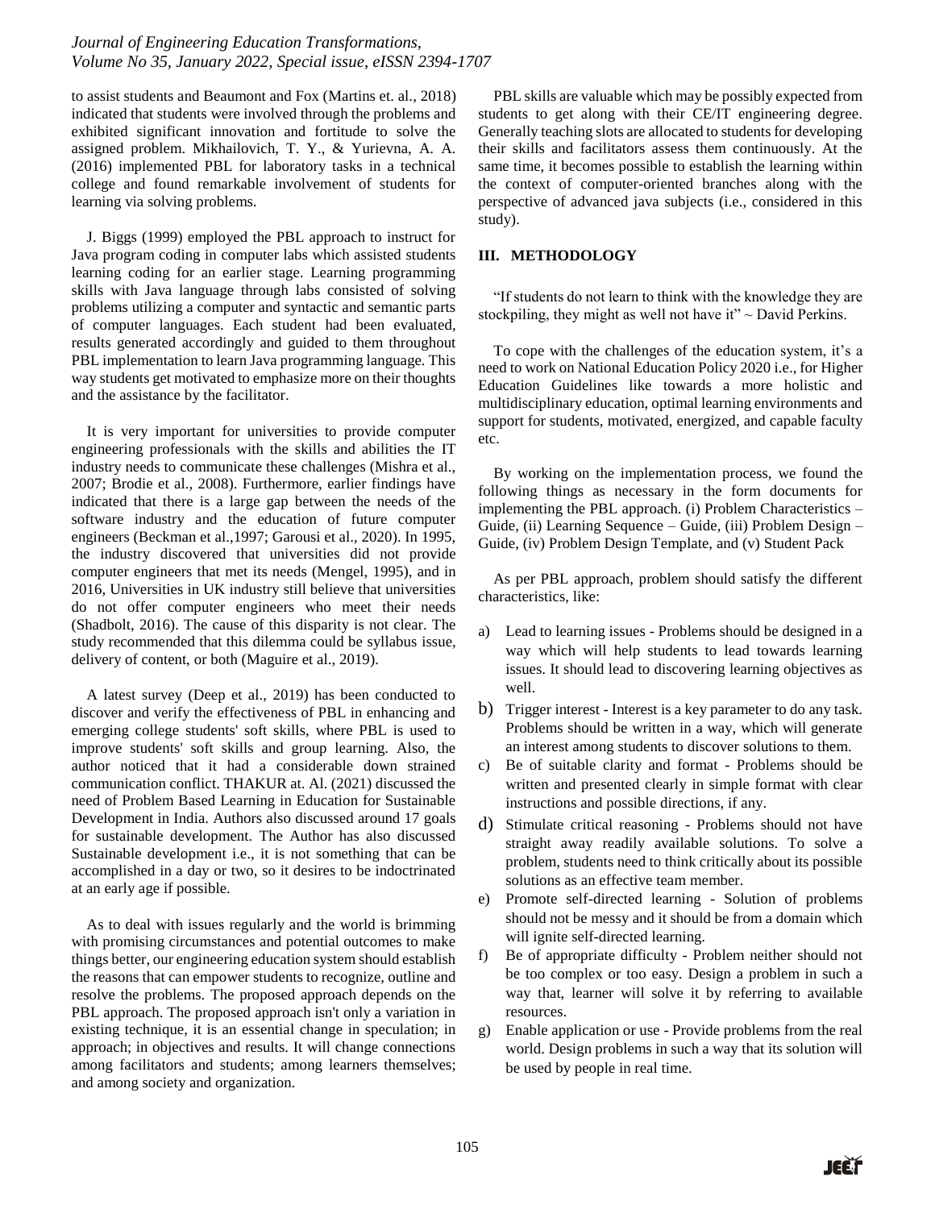to assist students and Beaumont and Fox (Martins et. al., 2018) indicated that students were involved through the problems and exhibited significant innovation and fortitude to solve the assigned problem. Mikhailovich, T. Y., & Yurievna, A. A. (2016) implemented PBL for laboratory tasks in a technical college and found remarkable involvement of students for learning via solving problems.

J. Biggs (1999) employed the PBL approach to instruct for Java program coding in computer labs which assisted students learning coding for an earlier stage. Learning programming skills with Java language through labs consisted of solving problems utilizing a computer and syntactic and semantic parts of computer languages. Each student had been evaluated, results generated accordingly and guided to them throughout PBL implementation to learn Java programming language. This way students get motivated to emphasize more on their thoughts and the assistance by the facilitator.

It is very important for universities to provide computer engineering professionals with the skills and abilities the IT industry needs to communicate these challenges (Mishra et al., 2007; Brodie et al., 2008). Furthermore, earlier findings have indicated that there is a large gap between the needs of the software industry and the education of future computer engineers (Beckman et al.,1997; Garousi et al., 2020). In 1995, the industry discovered that universities did not provide computer engineers that met its needs (Mengel, 1995), and in 2016, Universities in UK industry still believe that universities do not offer computer engineers who meet their needs (Shadbolt, 2016). The cause of this disparity is not clear. The study recommended that this dilemma could be syllabus issue, delivery of content, or both (Maguire et al., 2019).

A latest survey (Deep et al., 2019) has been conducted to discover and verify the effectiveness of PBL in enhancing and emerging college students' soft skills, where PBL is used to improve students' soft skills and group learning. Also, the author noticed that it had a considerable down strained communication conflict. THAKUR at. Al. (2021) discussed the need of Problem Based Learning in Education for Sustainable Development in India. Authors also discussed around 17 goals for sustainable development. The Author has also discussed Sustainable development i.e., it is not something that can be accomplished in a day or two, so it desires to be indoctrinated at an early age if possible.

As to deal with issues regularly and the world is brimming with promising circumstances and potential outcomes to make things better, our engineering education system should establish the reasons that can empower students to recognize, outline and resolve the problems. The proposed approach depends on the PBL approach. The proposed approach isn't only a variation in existing technique, it is an essential change in speculation; in approach; in objectives and results. It will change connections among facilitators and students; among learners themselves; and among society and organization.

PBL skills are valuable which may be possibly expected from students to get along with their CE/IT engineering degree. Generally teaching slots are allocated to students for developing their skills and facilitators assess them continuously. At the same time, it becomes possible to establish the learning within the context of computer-oriented branches along with the perspective of advanced java subjects (i.e., considered in this study).

## III. METHODOLOGY

"If students do not learn to think with the knowledge they are stockpiling, they might as well not have it" ~ David Perkins.

To cope with the challenges of the education system, it's a need to work on National Education Policy 2020 i.e., for Higher Education Guidelines like towards a more holistic and multidisciplinary education, optimal learning environments and support for students, motivated, energized, and capable faculty etc.

By working on the implementation process, we found the following things as necessary in the form documents for implementing the PBL approach. (i) Problem Characteristics – Guide, (ii) Learning Sequence – Guide, (iii) Problem Design – Guide, (iv) Problem Design Template, and (v) Student Pack

As per PBL approach, problem should satisfy the different characteristics, like:

a) Lead to learning issues - Problems should be designed in a way which will help students to lead towards learning issues. It should lead to discovering learning objectives as well.
b) Trigger interest - Interest is a key parameter to do any task. Problems should be written in a way, which will generate an interest among students to discover solutions to them.
c) Be of suitable clarity and format - Problems should be written and presented clearly in simple format with clear instructions and possible directions, if any.
d) Stimulate critical reasoning - Problems should not have straight away readily available solutions. To solve a problem, students need to think critically about its possible solutions as an effective team member.
e) Promote self-directed learning - Solution of problems should not be messy and it should be from a domain which will ignite self-directed learning.
f) Be of appropriate difficulty - Problem neither should not be too complex or too easy. Design a problem in such a way that, learner will solve it by referring to available resources.
g) Enable application or use - Provide problems from the real world. Design problems in such a way that its solution will be used by people in real time.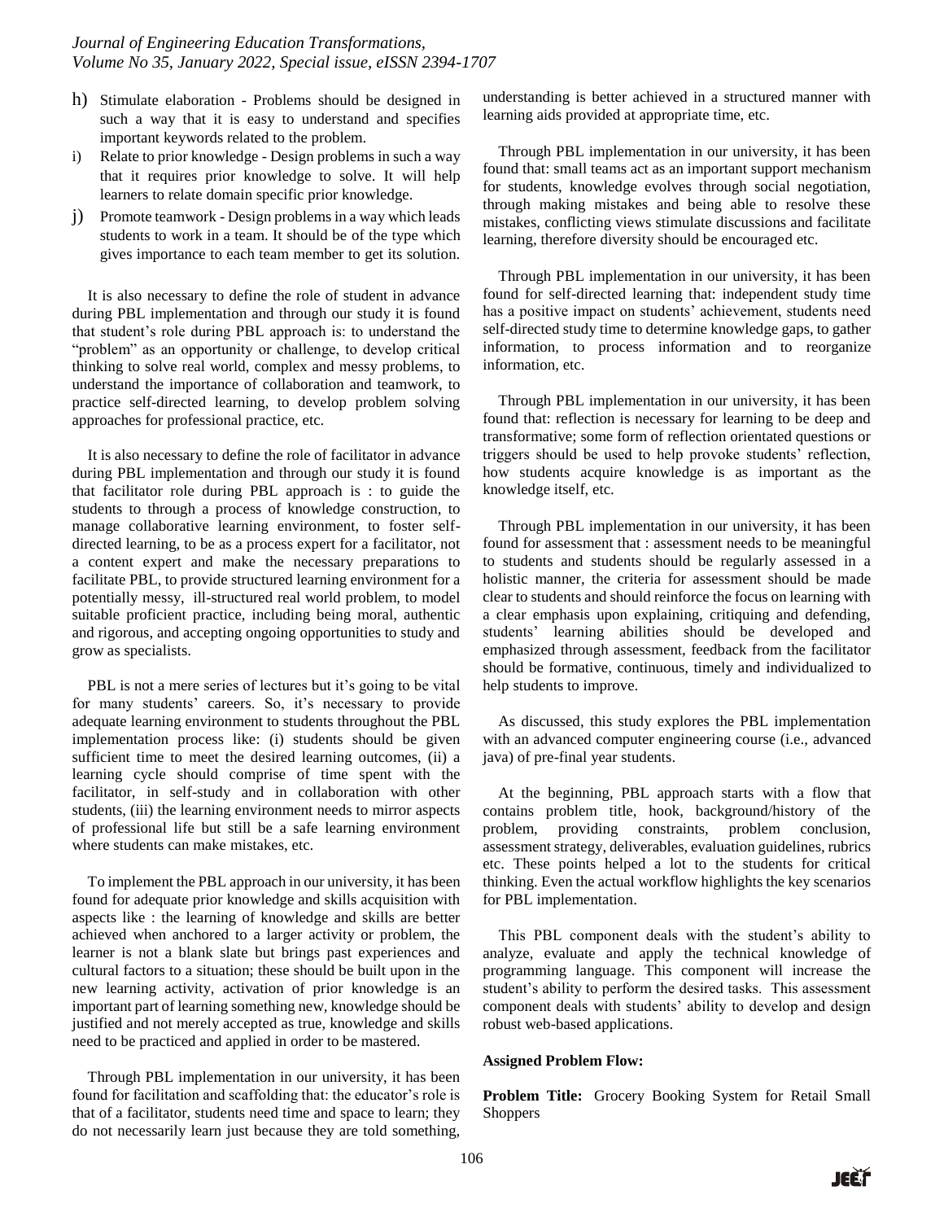h) Stimulate elaboration - Problems should be designed in such a way that it is easy to understand and specifies important keywords related to the problem.

i) Relate to prior knowledge - Design problems in such a way that it requires prior knowledge to solve. It will help learners to relate domain specific prior knowledge.

j) Promote teamwork - Design problems in a way which leads students to work in a team. It should be of the type which gives importance to each team member to get its solution.

It is also necessary to define the role of student in advance during PBL implementation and through our study it is found that student's role during PBL approach is: to understand the "problem" as an opportunity or challenge, to develop critical thinking to solve real world, complex and messy problems, to understand the importance of collaboration and teamwork, to practice self-directed learning, to develop problem solving approaches for professional practice, etc.

It is also necessary to define the role of facilitator in advance during PBL implementation and through our study it is found that facilitator role during PBL approach is : to guide the students to through a process of knowledge construction, to manage collaborative learning environment, to foster self-directed learning, to be as a process expert for a facilitator, not a content expert and make the necessary preparations to facilitate PBL, to provide structured learning environment for a potentially messy, ill-structured real world problem, to model suitable proficient practice, including being moral, authentic and rigorous, and accepting ongoing opportunities to study and grow as specialists.

PBL is not a mere series of lectures but it's going to be vital for many students' careers. So, it's necessary to provide adequate learning environment to students throughout the PBL implementation process like: (i) students should be given sufficient time to meet the desired learning outcomes, (ii) a learning cycle should comprise of time spent with the facilitator, in self-study and in collaboration with other students, (iii) the learning environment needs to mirror aspects of professional life but still be a safe learning environment where students can make mistakes, etc.

To implement the PBL approach in our university, it has been found for adequate prior knowledge and skills acquisition with aspects like : the learning of knowledge and skills are better achieved when anchored to a larger activity or problem, the learner is not a blank slate but brings past experiences and cultural factors to a situation; these should be built upon in the new learning activity, activation of prior knowledge is an important part of learning something new, knowledge should be justified and not merely accepted as true, knowledge and skills need to be practiced and applied in order to be mastered.

Through PBL implementation in our university, it has been found for facilitation and scaffolding that: the educator's role is that of a facilitator, students need time and space to learn; they do not necessarily learn just because they are told something, understanding is better achieved in a structured manner with learning aids provided at appropriate time, etc.

Through PBL implementation in our university, it has been found that: small teams act as an important support mechanism for students, knowledge evolves through social negotiation, through making mistakes and being able to resolve these mistakes, conflicting views stimulate discussions and facilitate learning, therefore diversity should be encouraged etc.

Through PBL implementation in our university, it has been found for self-directed learning that: independent study time has a positive impact on students' achievement, students need self-directed study time to determine knowledge gaps, to gather information, to process information and to reorganize information, etc.

Through PBL implementation in our university, it has been found that: reflection is necessary for learning to be deep and transformative; some form of reflection orientated questions or triggers should be used to help provoke students' reflection, how students acquire knowledge is as important as the knowledge itself, etc.

Through PBL implementation in our university, it has been found for assessment that : assessment needs to be meaningful to students and students should be regularly assessed in a holistic manner, the criteria for assessment should be made clear to students and should reinforce the focus on learning with a clear emphasis upon explaining, critiquing and defending, students' learning abilities should be developed and emphasized through assessment, feedback from the facilitator should be formative, continuous, timely and individualized to help students to improve.

As discussed, this study explores the PBL implementation with an advanced computer engineering course (i.e., advanced java) of pre-final year students.

At the beginning, PBL approach starts with a flow that contains problem title, hook, background/history of the problem, providing constraints, problem conclusion, assessment strategy, deliverables, evaluation guidelines, rubrics etc. These points helped a lot to the students for critical thinking. Even the actual workflow highlights the key scenarios for PBL implementation.

This PBL component deals with the student's ability to analyze, evaluate and apply the technical knowledge of programming language. This component will increase the student's ability to perform the desired tasks. This assessment component deals with students' ability to develop and design robust web-based applications.

**Assigned Problem Flow:**

**Problem Title:** Grocery Booking System for Retail Small Shoppers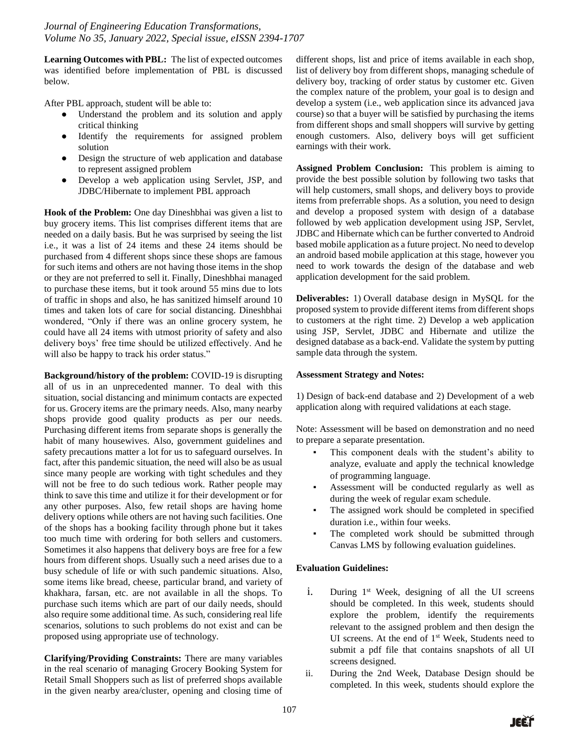**Learning Outcomes with PBL:** The list of expected outcomes was identified before implementation of PBL is discussed below.

After PBL approach, student will be able to:

- Understand the problem and its solution and apply critical thinking
- Identify the requirements for assigned problem solution
- Design the structure of web application and database to represent assigned problem
- Develop a web application using Servlet, JSP, and JDBC/Hibernate to implement PBL approach

**Hook of the Problem:** One day Dineshbhai was given a list to buy grocery items. This list comprises different items that are needed on a daily basis. But he was surprised by seeing the list i.e., it was a list of 24 items and these 24 items should be purchased from 4 different shops since these shops are famous for such items and others are not having those items in the shop or they are not preferred to sell it. Finally, Dineshbhai managed to purchase these items, but it took around 55 mins due to lots of traffic in shops and also, he has sanitized himself around 10 times and taken lots of care for social distancing. Dineshbhai wondered, "Only if there was an online grocery system, he could have all 24 items with utmost priority of safety and also delivery boys' free time should be utilized effectively. And he will also be happy to track his order status."

**Background/history of the problem:** COVID-19 is disrupting all of us in an unprecedented manner. To deal with this situation, social distancing and minimum contacts are expected for us. Grocery items are the primary needs. Also, many nearby shops provide good quality products as per our needs. Purchasing different items from separate shops is generally the habit of many housewives. Also, government guidelines and safety precautions matter a lot for us to safeguard ourselves. In fact, after this pandemic situation, the need will also be as usual since many people are working with tight schedules and they will not be free to do such tedious work. Rather people may think to save this time and utilize it for their development or for any other purposes. Also, few retail shops are having home delivery options while others are not having such facilities. One of the shops has a booking facility through phone but it takes too much time with ordering for both sellers and customers. Sometimes it also happens that delivery boys are free for a few hours from different shops. Usually such a need arises due to a busy schedule of life or with such pandemic situations. Also, some items like bread, cheese, particular brand, and variety of khakhara, farsan, etc. are not available in all the shops. To purchase such items which are part of our daily needs, should also require some additional time. As such, considering real life scenarios, solutions to such problems do not exist and can be proposed using appropriate use of technology.

**Clarifying/Providing Constraints:** There are many variables in the real scenario of managing Grocery Booking System for Retail Small Shoppers such as list of preferred shops available in the given nearby area/cluster, opening and closing time of different shops, list and price of items available in each shop, list of delivery boy from different shops, managing schedule of delivery boy, tracking of order status by customer etc. Given the complex nature of the problem, your goal is to design and develop a system (i.e., web application since its advanced java course) so that a buyer will be satisfied by purchasing the items from different shops and small shoppers will survive by getting enough customers. Also, delivery boys will get sufficient earnings with their work.

**Assigned Problem Conclusion:** This problem is aiming to provide the best possible solution by following two tasks that will help customers, small shops, and delivery boys to provide items from preferrable shops. As a solution, you need to design and develop a proposed system with design of a database followed by web application development using JSP, Servlet, JDBC and Hibernate which can be further converted to Android based mobile application as a future project. No need to develop an android based mobile application at this stage, however you need to work towards the design of the database and web application development for the said problem.

**Deliverables:** 1) Overall database design in MySQL for the proposed system to provide different items from different shops to customers at the right time. 2) Develop a web application using JSP, Servlet, JDBC and Hibernate and utilize the designed database as a back-end. Validate the system by putting sample data through the system.

**Assessment Strategy and Notes:**

1) Design of back-end database and 2) Development of a web application along with required validations at each stage.

Note: Assessment will be based on demonstration and no need to prepare a separate presentation.

- This component deals with the student's ability to analyze, evaluate and apply the technical knowledge of programming language.
- Assessment will be conducted regularly as well as during the week of regular exam schedule.
- The assigned work should be completed in specified duration i.e., within four weeks.
- The completed work should be submitted through Canvas LMS by following evaluation guidelines.

**Evaluation Guidelines:**

i. During 1st Week, designing of all the UI screens should be completed. In this week, students should explore the problem, identify the requirements relevant to the assigned problem and then design the UI screens. At the end of 1st Week, Students need to submit a pdf file that contains snapshots of all UI screens designed.

ii. During the 2nd Week, Database Design should be completed. In this week, students should explore the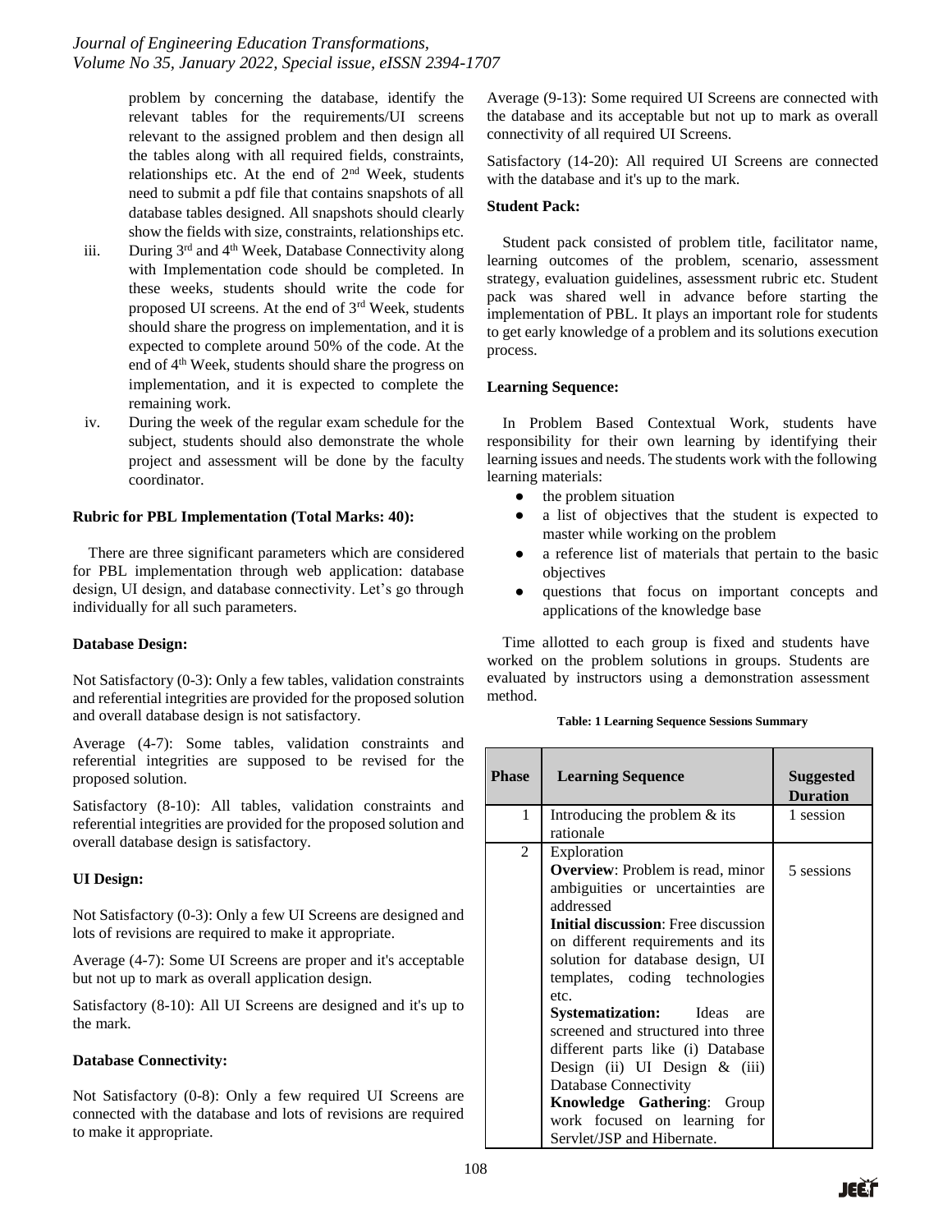problem by concerning the database, identify the relevant tables for the requirements/UI screens relevant to the assigned problem and then design all the tables along with all required fields, constraints, relationships etc. At the end of 2nd Week, students need to submit a pdf file that contains snapshots of all database tables designed. All snapshots should clearly show the fields with size, constraints, relationships etc.

iii. During 3rd and 4th Week, Database Connectivity along with Implementation code should be completed. In these weeks, students should write the code for proposed UI screens. At the end of 3rd Week, students should share the progress on implementation, and it is expected to complete around 50% of the code. At the end of 4th Week, students should share the progress on implementation, and it is expected to complete the remaining work.

iv. During the week of the regular exam schedule for the subject, students should also demonstrate the whole project and assessment will be done by the faculty coordinator.

**Rubric for PBL Implementation (Total Marks: 40):**

There are three significant parameters which are considered for PBL implementation through web application: database design, UI design, and database connectivity. Let's go through individually for all such parameters.

**Database Design:**

Not Satisfactory (0-3): Only a few tables, validation constraints and referential integrities are provided for the proposed solution and overall database design is not satisfactory.

Average (4-7): Some tables, validation constraints and referential integrities are supposed to be revised for the proposed solution.

Satisfactory (8-10): All tables, validation constraints and referential integrities are provided for the proposed solution and overall database design is satisfactory.

**UI Design:**

Not Satisfactory (0-3): Only a few UI Screens are designed and lots of revisions are required to make it appropriate.

Average (4-7): Some UI Screens are proper and it's acceptable but not up to mark as overall application design.

Satisfactory (8-10): All UI Screens are designed and it's up to the mark.

**Database Connectivity:**

Not Satisfactory (0-8): Only a few required UI Screens are connected with the database and lots of revisions are required to make it appropriate.

Average (9-13): Some required UI Screens are connected with the database and its acceptable but not up to mark as overall connectivity of all required UI Screens.

Satisfactory (14-20): All required UI Screens are connected with the database and it's up to the mark.

**Student Pack:**

Student pack consisted of problem title, facilitator name, learning outcomes of the problem, scenario, assessment strategy, evaluation guidelines, assessment rubric etc. Student pack was shared well in advance before starting the implementation of PBL. It plays an important role for students to get early knowledge of a problem and its solutions execution process.

**Learning Sequence:**

In Problem Based Contextual Work, students have responsibility for their own learning by identifying their learning issues and needs. The students work with the following learning materials:

- the problem situation
- a list of objectives that the student is expected to master while working on the problem
- a reference list of materials that pertain to the basic objectives
- questions that focus on important concepts and applications of the knowledge base

Time allotted to each group is fixed and students have worked on the problem solutions in groups. Students are evaluated by instructors using a demonstration assessment method.

**Table: 1 Learning Sequence Sessions Summary**

| Phase | Learning Sequence | Suggested Duration |
|---|---|---|
| 1 | Introducing the problem & its rationale | 1 session |
| 2 | Exploration<br>**Overview**: Problem is read, minor ambiguities or uncertainties are addressed<br>**Initial discussion**: Free discussion on different requirements and its solution for database design, UI templates, coding technologies etc.<br>**Systematization:** Ideas are screened and structured into three different parts like (i) Database Design (ii) UI Design & (iii) Database Connectivity<br>**Knowledge Gathering**: Group work focused on learning for Servlet/JSP and Hibernate. | 5 sessions |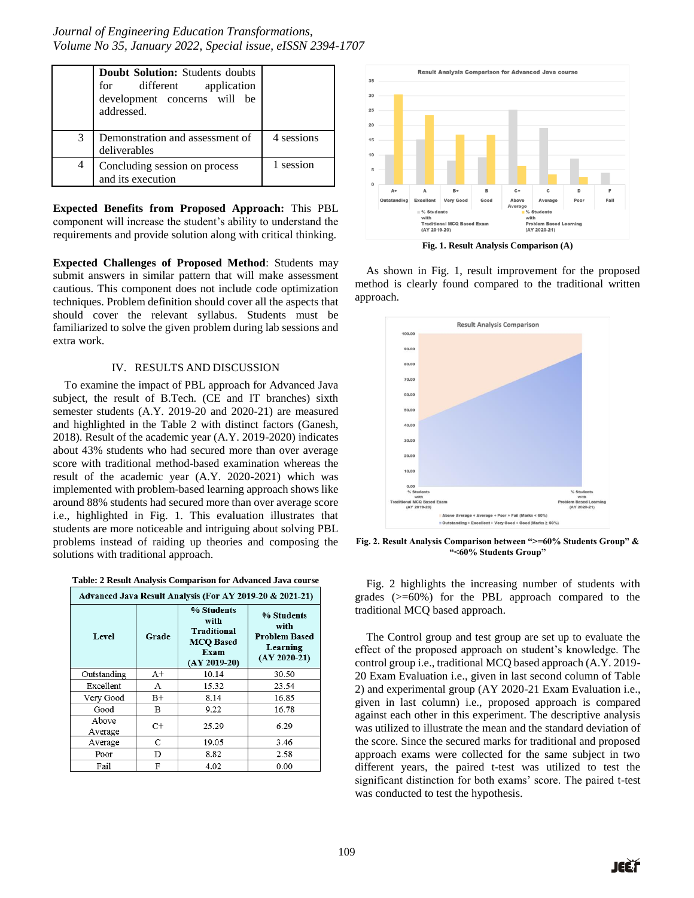|  | **Doubt Solution:** Students doubts for different application development concerns will be addressed. |  |
|---|---|---|
| 3 | Demonstration and assessment of deliverables | 4 sessions |
| 4 | Concluding session on process and its execution | 1 session |

**Expected Benefits from Proposed Approach:** This PBL component will increase the student's ability to understand the requirements and provide solution along with critical thinking.

**Expected Challenges of Proposed Method**: Students may submit answers in similar pattern that will make assessment cautious. This component does not include code optimization techniques. Problem definition should cover all the aspects that should cover the relevant syllabus. Students must be familiarized to solve the given problem during lab sessions and extra work.

## IV. RESULTS AND DISCUSSION

To examine the impact of PBL approach for Advanced Java subject, the result of B.Tech. (CE and IT branches) sixth semester students (A.Y. 2019-20 and 2020-21) are measured and highlighted in the Table 2 with distinct factors (Ganesh, 2018). Result of the academic year (A.Y. 2019-2020) indicates about 43% students who had secured more than over average score with traditional method-based examination whereas the result of the academic year (A.Y. 2020-2021) which was implemented with problem-based learning approach shows like around 88% students had secured more than over average score i.e., highlighted in Fig. 1. This evaluation illustrates that students are more noticeable and intriguing about solving PBL problems instead of raiding up theories and composing the solutions with traditional approach.

**Table: 2 Result Analysis Comparison for Advanced Java course**

| **Advanced Java Result Analysis (For AY 2019-20 & 2021-21)** | | | |
|---|---|---|---|
| **Level** | **Grade** | **% Students with Traditional MCQ Based Exam (AY 2019-20)** | **% Students with Problem Based Learning (AY 2020-21)** |
| Outstanding | A+ | 10.14 | 30.50 |
| Excellent | A | 15.32 | 23.54 |
| Very Good | B+ | 8.14 | 16.85 |
| Good | B | 9.22 | 16.78 |
| Above Average | C+ | 25.29 | 6.29 |
| Average | C | 19.05 | 3.46 |
| Poor | D | 8.82 | 2.58 |
| Fail | F | 4.02 | 0.00 |

**Fig. 1. Result Analysis Comparison (A)**

As shown in Fig. 1, result improvement for the proposed method is clearly found compared to the traditional written approach.

**Fig. 2. Result Analysis Comparison between ">=60% Students Group" & "<60% Students Group"**

Fig. 2 highlights the increasing number of students with grades (>=60%) for the PBL approach compared to the traditional MCQ based approach.

The Control group and test group are set up to evaluate the effect of the proposed approach on student's knowledge. The control group i.e., traditional MCQ based approach (A.Y. 2019-20 Exam Evaluation i.e., given in last second column of Table 2) and experimental group (AY 2020-21 Exam Evaluation i.e., given in last column) i.e., proposed approach is compared against each other in this experiment. The descriptive analysis was utilized to illustrate the mean and the standard deviation of the score. Since the secured marks for traditional and proposed approach exams were collected for the same subject in two different years, the paired t-test was utilized to test the significant distinction for both exams' score. The paired t-test was conducted to test the hypothesis.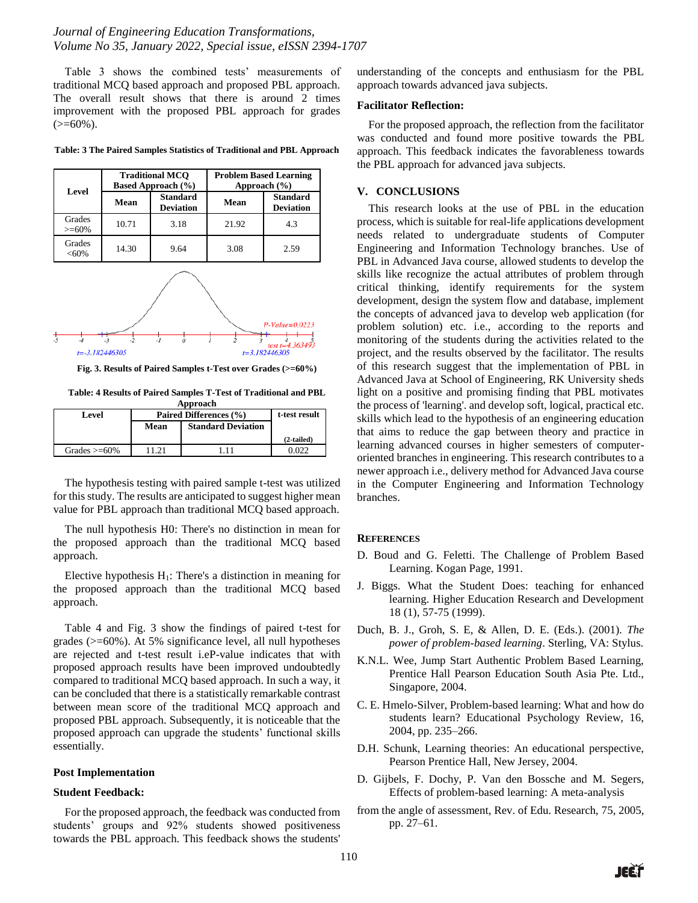Table 3 shows the combined tests' measurements of traditional MCQ based approach and proposed PBL approach. The overall result shows that there is around 2 times improvement with the proposed PBL approach for grades (>=60%).

**Table: 3 The Paired Samples Statistics of Traditional and PBL Approach**

| Level | Traditional MCQ Based Approach (%) | | Problem Based Learning Approach (%) | |
|---|---|---|---|---|
| | Mean | Standard Deviation | Mean | Standard Deviation |
| Grades >=60% | 10.71 | 3.18 | 21.92 | 4.3 |
| Grades <60% | 14.30 | 9.64 | 3.08 | 2.59 |

**Fig. 3. Results of Paired Samples t-Test over Grades (>=60%)**

**Table: 4 Results of Paired Samples T-Test of Traditional and PBL Approach**

| Level | Paired Differences (%) | | t-test result |
|---|---|---|---|
| | Mean | Standard Deviation | (2-tailed) |
| Grades >=60% | 11.21 | 1.11 | 0.022 |

The hypothesis testing with paired sample t-test was utilized for this study. The results are anticipated to suggest higher mean value for PBL approach than traditional MCQ based approach.

The null hypothesis H0: There's no distinction in mean for the proposed approach than the traditional MCQ based approach.

Elective hypothesis $H_1$: There's a distinction in meaning for the proposed approach than the traditional MCQ based approach.

Table 4 and Fig. 3 show the findings of paired t-test for grades (>=60%). At 5% significance level, all null hypotheses are rejected and t-test result i.eP-value indicates that with proposed approach results have been improved undoubtedly compared to traditional MCQ based approach. In such a way, it can be concluded that there is a statistically remarkable contrast between mean score of the traditional MCQ approach and proposed PBL approach. Subsequently, it is noticeable that the proposed approach can upgrade the students' functional skills essentially.

### Post Implementation

### Student Feedback:

For the proposed approach, the feedback was conducted from students' groups and 92% students showed positiveness towards the PBL approach. This feedback shows the students' understanding of the concepts and enthusiasm for the PBL approach towards advanced java subjects.

### Facilitator Reflection:

For the proposed approach, the reflection from the facilitator was conducted and found more positive towards the PBL approach. This feedback indicates the favorableness towards the PBL approach for advanced java subjects.

## V. CONCLUSIONS

This research looks at the use of PBL in the education process, which is suitable for real-life applications development needs related to undergraduate students of Computer Engineering and Information Technology branches. Use of PBL in Advanced Java course, allowed students to develop the skills like recognize the actual attributes of problem through critical thinking, identify requirements for the system development, design the system flow and database, implement the concepts of advanced java to develop web application (for problem solution) etc. i.e., according to the reports and monitoring of the students during the activities related to the project, and the results observed by the facilitator. The results of this research suggest that the implementation of PBL in Advanced Java at School of Engineering, RK University sheds light on a positive and promising finding that PBL motivates the process of 'learning'. and develop soft, logical, practical etc. skills which lead to the hypothesis of an engineering education that aims to reduce the gap between theory and practice in learning advanced courses in higher semesters of computer-oriented branches in engineering. This research contributes to a newer approach i.e., delivery method for Advanced Java course in the Computer Engineering and Information Technology branches.

## REFERENCES

D. Boud and G. Feletti. The Challenge of Problem Based Learning. Kogan Page, 1991.

J. Biggs. What the Student Does: teaching for enhanced learning. Higher Education Research and Development 18 (1), 57-75 (1999).

Duch, B. J., Groh, S. E, & Allen, D. E. (Eds.). (2001). *The power of problem-based learning*. Sterling, VA: Stylus.

K.N.L. Wee, Jump Start Authentic Problem Based Learning, Prentice Hall Pearson Education South Asia Pte. Ltd., Singapore, 2004.

C. E. Hmelo-Silver, Problem-based learning: What and how do students learn? Educational Psychology Review, 16, 2004, pp. 235–266.

D.H. Schunk, Learning theories: An educational perspective, Pearson Prentice Hall, New Jersey, 2004.

D. Gijbels, F. Dochy, P. Van den Bossche and M. Segers, Effects of problem-based learning: A meta-analysis

from the angle of assessment, Rev. of Edu. Research, 75, 2005, pp. 27–61.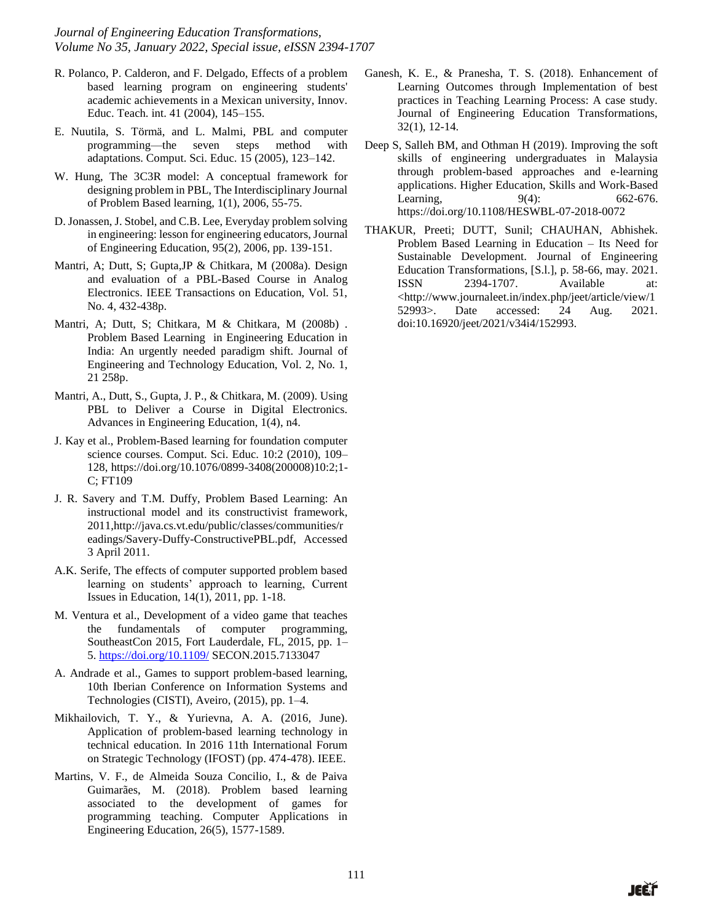R. Polanco, P. Calderon, and F. Delgado, Effects of a problem based learning program on engineering students' academic achievements in a Mexican university, Innov. Educ. Teach. int. 41 (2004), 145–155.

E. Nuutila, S. Törmä, and L. Malmi, PBL and computer programming—the seven steps method with adaptations. Comput. Sci. Educ. 15 (2005), 123–142.

W. Hung, The 3C3R model: A conceptual framework for designing problem in PBL, The Interdisciplinary Journal of Problem Based learning, 1(1), 2006, 55-75.

D. Jonassen, J. Stobel, and C.B. Lee, Everyday problem solving in engineering: lesson for engineering educators, Journal of Engineering Education, 95(2), 2006, pp. 139-151.

Mantri, A; Dutt, S; Gupta,JP & Chitkara, M (2008a). Design and evaluation of a PBL-Based Course in Analog Electronics. IEEE Transactions on Education, Vol. 51, No. 4, 432-438p.

Mantri, A; Dutt, S; Chitkara, M & Chitkara, M (2008b) . Problem Based Learning in Engineering Education in India: An urgently needed paradigm shift. Journal of Engineering and Technology Education, Vol. 2, No. 1, 21 258p.

Mantri, A., Dutt, S., Gupta, J. P., & Chitkara, M. (2009). Using PBL to Deliver a Course in Digital Electronics. Advances in Engineering Education, 1(4), n4.

J. Kay et al., Problem-Based learning for foundation computer science courses. Comput. Sci. Educ. 10:2 (2010), 109–128, https://doi.org/10.1076/0899-3408(200008)10:2;1-C; FT109

J. R. Savery and T.M. Duffy, Problem Based Learning: An instructional model and its constructivist framework, 2011,http://java.cs.vt.edu/public/classes/communities/readings/Savery-Duffy-ConstructivePBL.pdf, Accessed 3 April 2011.

A.K. Serife, The effects of computer supported problem based learning on students' approach to learning, Current Issues in Education, 14(1), 2011, pp. 1-18.

M. Ventura et al., Development of a video game that teaches the fundamentals of computer programming, SoutheastCon 2015, Fort Lauderdale, FL, 2015, pp. 1–5. https://doi.org/10.1109/ SECON.2015.7133047

A. Andrade et al., Games to support problem-based learning, 10th Iberian Conference on Information Systems and Technologies (CISTI), Aveiro, (2015), pp. 1–4.

Mikhailovich, T. Y., & Yurievna, A. A. (2016, June). Application of problem-based learning technology in technical education. In 2016 11th International Forum on Strategic Technology (IFOST) (pp. 474-478). IEEE.

Martins, V. F., de Almeida Souza Concilio, I., & de Paiva Guimarães, M. (2018). Problem based learning associated to the development of games for programming teaching. Computer Applications in Engineering Education, 26(5), 1577-1589.

Ganesh, K. E., & Pranesha, T. S. (2018). Enhancement of Learning Outcomes through Implementation of best practices in Teaching Learning Process: A case study. Journal of Engineering Education Transformations, 32(1), 12-14.

Deep S, Salleh BM, and Othman H (2019). Improving the soft skills of engineering undergraduates in Malaysia through problem-based approaches and e-learning applications. Higher Education, Skills and Work-Based Learning, 9(4): 662-676. https://doi.org/10.1108/HESWBL-07-2018-0072

THAKUR, Preeti; DUTT, Sunil; CHAUHAN, Abhishek. Problem Based Learning in Education – Its Need for Sustainable Development. Journal of Engineering Education Transformations, [S.l.], p. 58-66, may. 2021. ISSN 2394-1707. Available at: <http://www.journaleet.in/index.php/jeet/article/view/152993>. Date accessed: 24 Aug. 2021. doi:10.16920/jeet/2021/v34i4/152993.